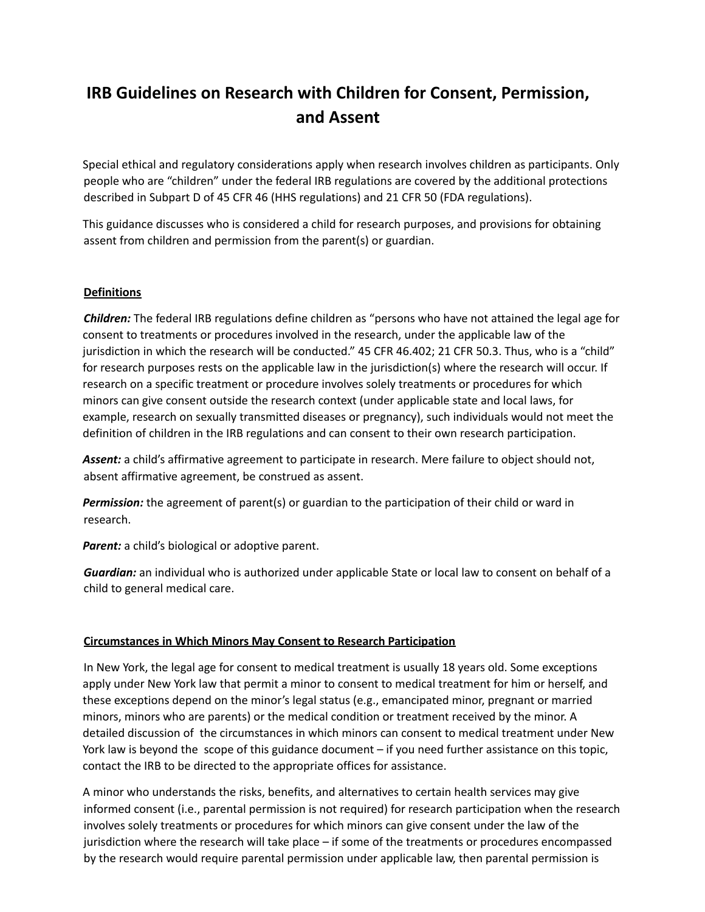# IRB Guidelines on Research with Children for Consent, Permission, and Assent

Special ethical and regulatory considerations apply when research involves children as participants. Only people who are "children" under the federal IRB regulations are covered by the additional protections described in Subpart D of 45 CFR 46 (HHS regulations) and 21 CFR 50 (FDA regulations).

This guidance discusses who is considered a child for research purposes, and provisions for obtaining assent from children and permission from the parent(s) or guardian.

## Definitions

***Children:*** The federal IRB regulations define children as "persons who have not attained the legal age for consent to treatments or procedures involved in the research, under the applicable law of the jurisdiction in which the research will be conducted." 45 CFR 46.402; 21 CFR 50.3. Thus, who is a "child" for research purposes rests on the applicable law in the jurisdiction(s) where the research will occur. If research on a specific treatment or procedure involves solely treatments or procedures for which minors can give consent outside the research context (under applicable state and local laws, for example, research on sexually transmitted diseases or pregnancy), such individuals would not meet the definition of children in the IRB regulations and can consent to their own research participation.

***Assent:*** a child's affirmative agreement to participate in research. Mere failure to object should not, absent affirmative agreement, be construed as assent.

***Permission:*** the agreement of parent(s) or guardian to the participation of their child or ward in research.

***Parent:*** a child's biological or adoptive parent.

***Guardian:*** an individual who is authorized under applicable State or local law to consent on behalf of a child to general medical care.

## Circumstances in Which Minors May Consent to Research Participation

In New York, the legal age for consent to medical treatment is usually 18 years old. Some exceptions apply under New York law that permit a minor to consent to medical treatment for him or herself, and these exceptions depend on the minor's legal status (e.g., emancipated minor, pregnant or married minors, minors who are parents) or the medical condition or treatment received by the minor. A detailed discussion of the circumstances in which minors can consent to medical treatment under New York law is beyond the scope of this guidance document – if you need further assistance on this topic, contact the IRB to be directed to the appropriate offices for assistance.

A minor who understands the risks, benefits, and alternatives to certain health services may give informed consent (i.e., parental permission is not required) for research participation when the research involves solely treatments or procedures for which minors can give consent under the law of the jurisdiction where the research will take place – if some of the treatments or procedures encompassed by the research would require parental permission under applicable law, then parental permission is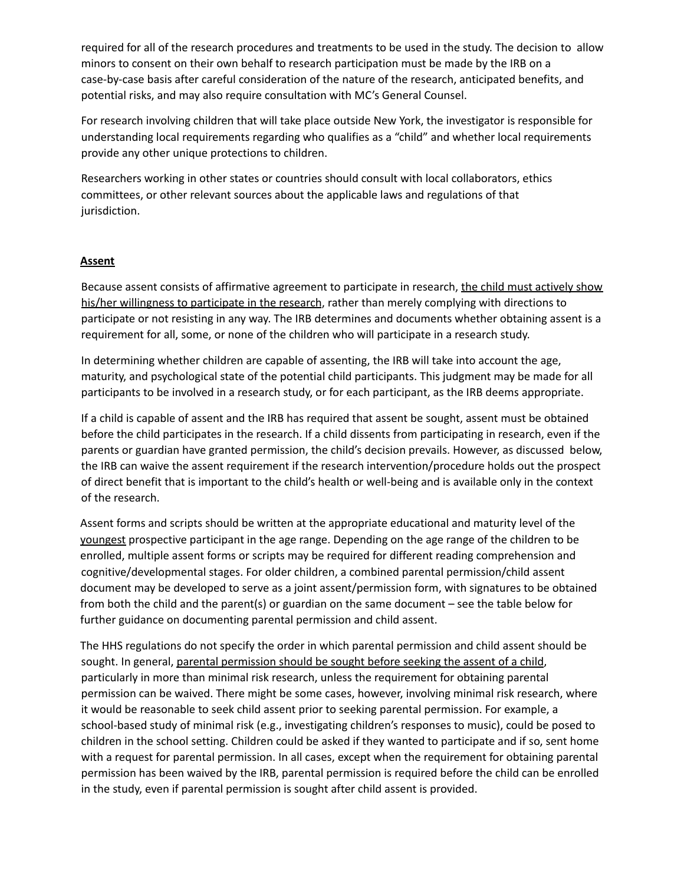required for all of the research procedures and treatments to be used in the study. The decision to allow minors to consent on their own behalf to research participation must be made by the IRB on a case-by-case basis after careful consideration of the nature of the research, anticipated benefits, and potential risks, and may also require consultation with MC's General Counsel.

For research involving children that will take place outside New York, the investigator is responsible for understanding local requirements regarding who qualifies as a "child" and whether local requirements provide any other unique protections to children.

Researchers working in other states or countries should consult with local collaborators, ethics committees, or other relevant sources about the applicable laws and regulations of that jurisdiction.

## Assent

Because assent consists of affirmative agreement to participate in research, <u>the child must actively show his/her willingness to participate in the research</u>, rather than merely complying with directions to participate or not resisting in any way. The IRB determines and documents whether obtaining assent is a requirement for all, some, or none of the children who will participate in a research study.

In determining whether children are capable of assenting, the IRB will take into account the age, maturity, and psychological state of the potential child participants. This judgment may be made for all participants to be involved in a research study, or for each participant, as the IRB deems appropriate.

If a child is capable of assent and the IRB has required that assent be sought, assent must be obtained before the child participates in the research. If a child dissents from participating in research, even if the parents or guardian have granted permission, the child's decision prevails. However, as discussed below, the IRB can waive the assent requirement if the research intervention/procedure holds out the prospect of direct benefit that is important to the child's health or well-being and is available only in the context of the research.

Assent forms and scripts should be written at the appropriate educational and maturity level of the <u>youngest</u> prospective participant in the age range. Depending on the age range of the children to be enrolled, multiple assent forms or scripts may be required for different reading comprehension and cognitive/developmental stages. For older children, a combined parental permission/child assent document may be developed to serve as a joint assent/permission form, with signatures to be obtained from both the child and the parent(s) or guardian on the same document – see the table below for further guidance on documenting parental permission and child assent.

The HHS regulations do not specify the order in which parental permission and child assent should be sought. In general, <u>parental permission should be sought before seeking the assent of a child</u>, particularly in more than minimal risk research, unless the requirement for obtaining parental permission can be waived. There might be some cases, however, involving minimal risk research, where it would be reasonable to seek child assent prior to seeking parental permission. For example, a school-based study of minimal risk (e.g., investigating children's responses to music), could be posed to children in the school setting. Children could be asked if they wanted to participate and if so, sent home with a request for parental permission. In all cases, except when the requirement for obtaining parental permission has been waived by the IRB, parental permission is required before the child can be enrolled in the study, even if parental permission is sought after child assent is provided.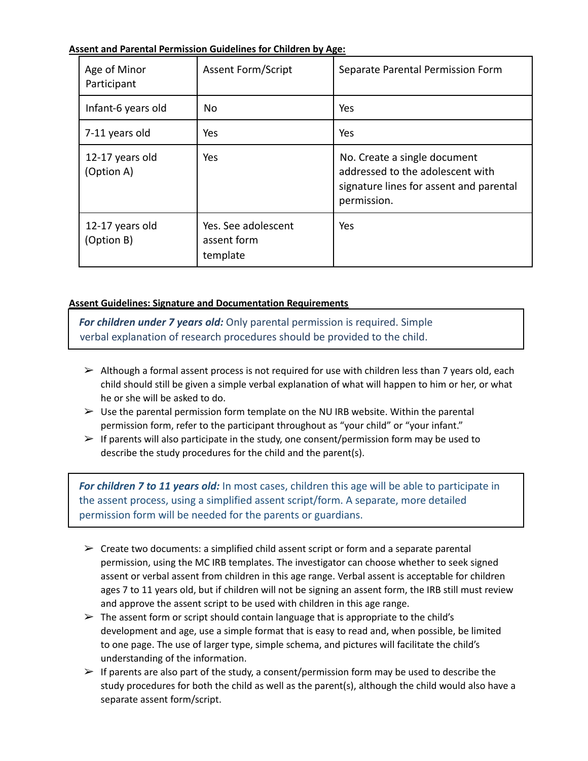**Assent and Parental Permission Guidelines for Children by Age:**

| Age of Minor Participant | Assent Form/Script | Separate Parental Permission Form |
|---|---|---|
| Infant-6 years old | No | Yes |
| 7-11 years old | Yes | Yes |
| 12-17 years old (Option A) | Yes | No. Create a single document addressed to the adolescent with signature lines for assent and parental permission. |
| 12-17 years old (Option B) | Yes. See adolescent assent form template | Yes |

**Assent Guidelines: Signature and Documentation Requirements**

> ***For children under 7 years old:*** Only parental permission is required. Simple verbal explanation of research procedures should be provided to the child.

- Although a formal assent process is not required for use with children less than 7 years old, each child should still be given a simple verbal explanation of what will happen to him or her, or what he or she will be asked to do.
- Use the parental permission form template on the NU IRB website. Within the parental permission form, refer to the participant throughout as "your child" or "your infant."
- If parents will also participate in the study, one consent/permission form may be used to describe the study procedures for the child and the parent(s).

> ***For children 7 to 11 years old:*** In most cases, children this age will be able to participate in the assent process, using a simplified assent script/form. A separate, more detailed permission form will be needed for the parents or guardians.

- Create two documents: a simplified child assent script or form and a separate parental permission, using the MC IRB templates. The investigator can choose whether to seek signed assent or verbal assent from children in this age range. Verbal assent is acceptable for children ages 7 to 11 years old, but if children will not be signing an assent form, the IRB still must review and approve the assent script to be used with children in this age range.
- The assent form or script should contain language that is appropriate to the child's development and age, use a simple format that is easy to read and, when possible, be limited to one page. The use of larger type, simple schema, and pictures will facilitate the child's understanding of the information.
- If parents are also part of the study, a consent/permission form may be used to describe the study procedures for both the child as well as the parent(s), although the child would also have a separate assent form/script.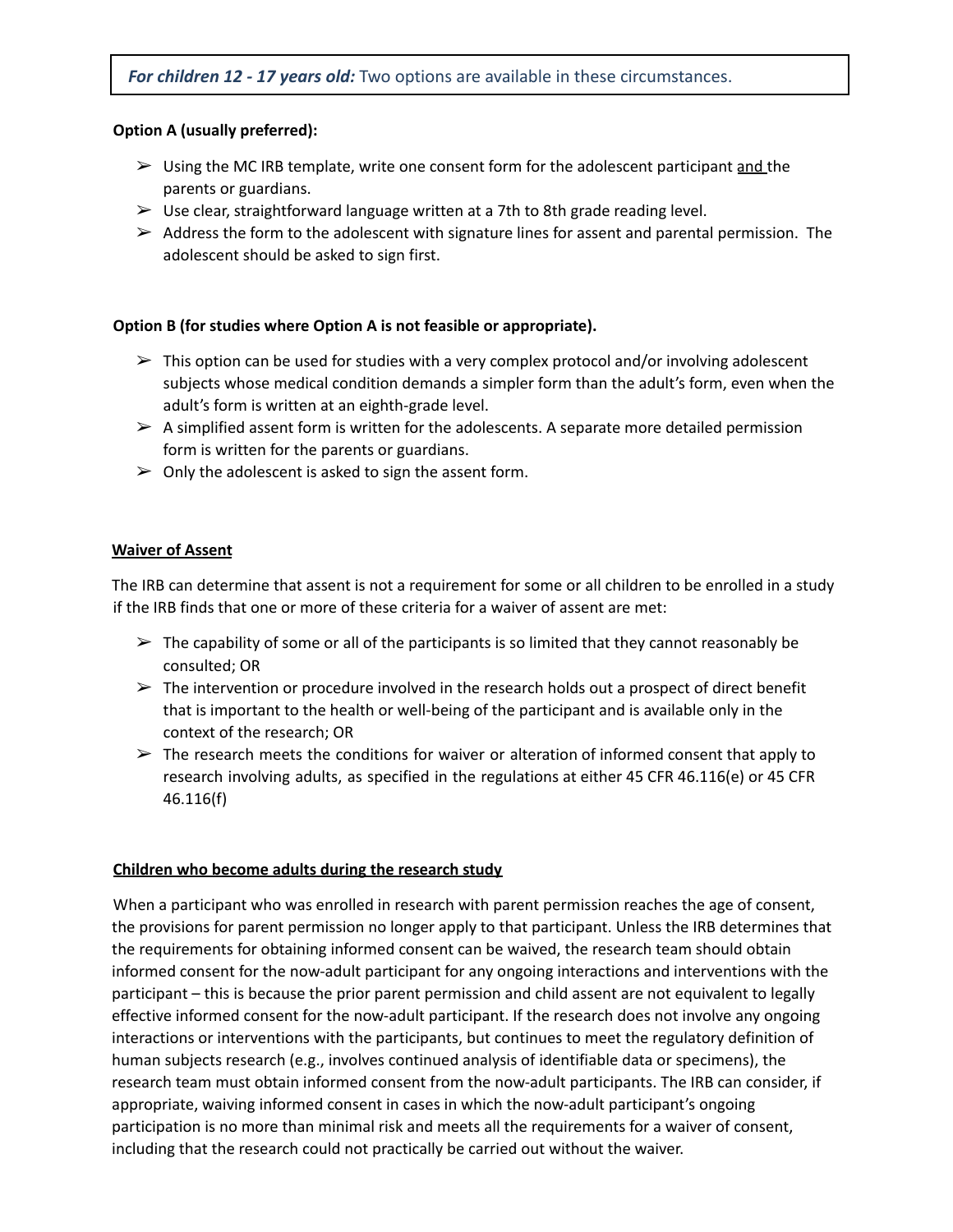***For children 12 - 17 years old:*** Two options are available in these circumstances.

**Option A (usually preferred):**

- Using the MC IRB template, write one consent form for the adolescent participant and the parents or guardians.
- Use clear, straightforward language written at a 7th to 8th grade reading level.
- Address the form to the adolescent with signature lines for assent and parental permission. The adolescent should be asked to sign first.

**Option B (for studies where Option A is not feasible or appropriate).**

- This option can be used for studies with a very complex protocol and/or involving adolescent subjects whose medical condition demands a simpler form than the adult's form, even when the adult's form is written at an eighth-grade level.
- A simplified assent form is written for the adolescents. A separate more detailed permission form is written for the parents or guardians.
- Only the adolescent is asked to sign the assent form.

**Waiver of Assent**

The IRB can determine that assent is not a requirement for some or all children to be enrolled in a study if the IRB finds that one or more of these criteria for a waiver of assent are met:

- The capability of some or all of the participants is so limited that they cannot reasonably be consulted; OR
- The intervention or procedure involved in the research holds out a prospect of direct benefit that is important to the health or well-being of the participant and is available only in the context of the research; OR
- The research meets the conditions for waiver or alteration of informed consent that apply to research involving adults, as specified in the regulations at either 45 CFR 46.116(e) or 45 CFR 46.116(f)

**Children who become adults during the research study**

When a participant who was enrolled in research with parent permission reaches the age of consent, the provisions for parent permission no longer apply to that participant. Unless the IRB determines that the requirements for obtaining informed consent can be waived, the research team should obtain informed consent for the now-adult participant for any ongoing interactions and interventions with the participant – this is because the prior parent permission and child assent are not equivalent to legally effective informed consent for the now-adult participant. If the research does not involve any ongoing interactions or interventions with the participants, but continues to meet the regulatory definition of human subjects research (e.g., involves continued analysis of identifiable data or specimens), the research team must obtain informed consent from the now-adult participants. The IRB can consider, if appropriate, waiving informed consent in cases in which the now-adult participant's ongoing participation is no more than minimal risk and meets all the requirements for a waiver of consent, including that the research could not practically be carried out without the waiver.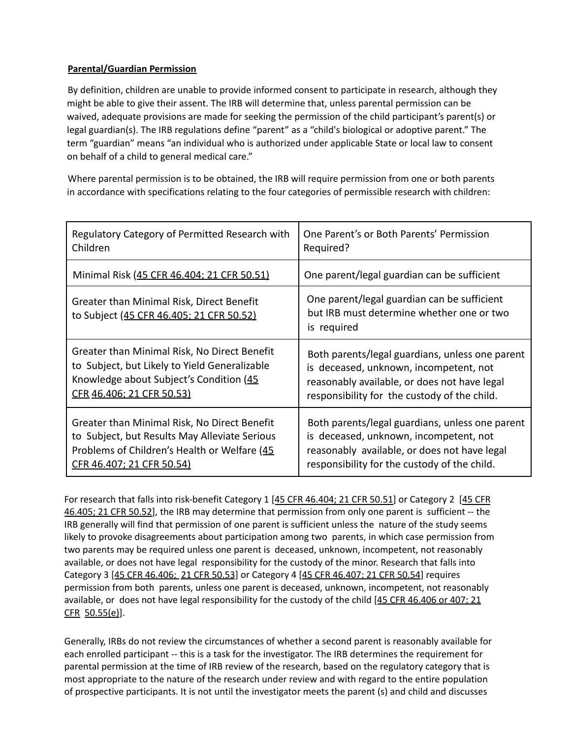**Parental/Guardian Permission**

By definition, children are unable to provide informed consent to participate in research, although they might be able to give their assent. The IRB will determine that, unless parental permission can be waived, adequate provisions are made for seeking the permission of the child participant's parent(s) or legal guardian(s). The IRB regulations define "parent" as a "child's biological or adoptive parent." The term "guardian" means "an individual who is authorized under applicable State or local law to consent on behalf of a child to general medical care."

Where parental permission is to be obtained, the IRB will require permission from one or both parents in accordance with specifications relating to the four categories of permissible research with children:

| Regulatory Category of Permitted Research with Children | One Parent's or Both Parents' Permission Required? |
|---|---|
| Minimal Risk (45 CFR 46.404; 21 CFR 50.51) | One parent/legal guardian can be sufficient |
| Greater than Minimal Risk, Direct Benefit to Subject (45 CFR 46.405; 21 CFR 50.52) | One parent/legal guardian can be sufficient but IRB must determine whether one or two is required |
| Greater than Minimal Risk, No Direct Benefit to Subject, but Likely to Yield Generalizable Knowledge about Subject's Condition (45 CFR 46.406; 21 CFR 50.53) | Both parents/legal guardians, unless one parent is deceased, unknown, incompetent, not reasonably available, or does not have legal responsibility for the custody of the child. |
| Greater than Minimal Risk, No Direct Benefit to Subject, but Results May Alleviate Serious Problems of Children's Health or Welfare (45 CFR 46.407; 21 CFR 50.54) | Both parents/legal guardians, unless one parent is deceased, unknown, incompetent, not reasonably available, or does not have legal responsibility for the custody of the child. |

For research that falls into risk-benefit Category 1 [45 CFR 46.404; 21 CFR 50.51] or Category 2 [45 CFR 46.405; 21 CFR 50.52], the IRB may determine that permission from only one parent is sufficient -- the IRB generally will find that permission of one parent is sufficient unless the nature of the study seems likely to provoke disagreements about participation among two parents, in which case permission from two parents may be required unless one parent is deceased, unknown, incompetent, not reasonably available, or does not have legal responsibility for the custody of the minor. Research that falls into Category 3 [45 CFR 46.406; 21 CFR 50.53] or Category 4 [45 CFR 46.407; 21 CFR 50.54] requires permission from both parents, unless one parent is deceased, unknown, incompetent, not reasonably available, or does not have legal responsibility for the custody of the child [45 CFR 46.406 or 407; 21 CFR 50.55(e)].

Generally, IRBs do not review the circumstances of whether a second parent is reasonably available for each enrolled participant -- this is a task for the investigator. The IRB determines the requirement for parental permission at the time of IRB review of the research, based on the regulatory category that is most appropriate to the nature of the research under review and with regard to the entire population of prospective participants. It is not until the investigator meets the parent (s) and child and discusses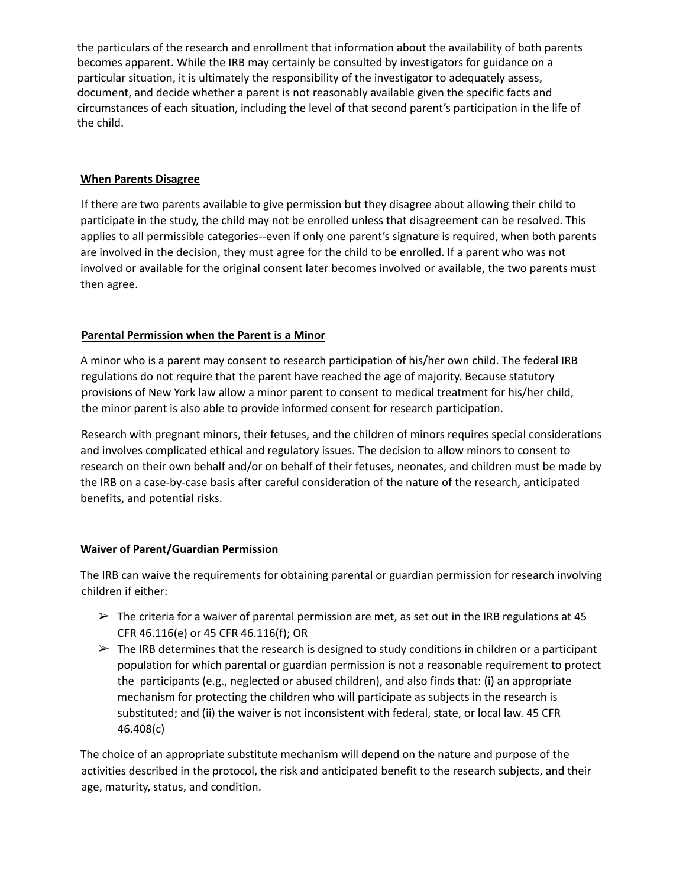the particulars of the research and enrollment that information about the availability of both parents becomes apparent. While the IRB may certainly be consulted by investigators for guidance on a particular situation, it is ultimately the responsibility of the investigator to adequately assess, document, and decide whether a parent is not reasonably available given the specific facts and circumstances of each situation, including the level of that second parent's participation in the life of the child.

**When Parents Disagree**

If there are two parents available to give permission but they disagree about allowing their child to participate in the study, the child may not be enrolled unless that disagreement can be resolved. This applies to all permissible categories--even if only one parent's signature is required, when both parents are involved in the decision, they must agree for the child to be enrolled. If a parent who was not involved or available for the original consent later becomes involved or available, the two parents must then agree.

**Parental Permission when the Parent is a Minor**

A minor who is a parent may consent to research participation of his/her own child. The federal IRB regulations do not require that the parent have reached the age of majority. Because statutory provisions of New York law allow a minor parent to consent to medical treatment for his/her child, the minor parent is also able to provide informed consent for research participation.

Research with pregnant minors, their fetuses, and the children of minors requires special considerations and involves complicated ethical and regulatory issues. The decision to allow minors to consent to research on their own behalf and/or on behalf of their fetuses, neonates, and children must be made by the IRB on a case-by-case basis after careful consideration of the nature of the research, anticipated benefits, and potential risks.

**Waiver of Parent/Guardian Permission**

The IRB can waive the requirements for obtaining parental or guardian permission for research involving children if either:

- The criteria for a waiver of parental permission are met, as set out in the IRB regulations at 45 CFR 46.116(e) or 45 CFR 46.116(f); OR
- The IRB determines that the research is designed to study conditions in children or a participant population for which parental or guardian permission is not a reasonable requirement to protect the participants (e.g., neglected or abused children), and also finds that: (i) an appropriate mechanism for protecting the children who will participate as subjects in the research is substituted; and (ii) the waiver is not inconsistent with federal, state, or local law. 45 CFR 46.408(c)

The choice of an appropriate substitute mechanism will depend on the nature and purpose of the activities described in the protocol, the risk and anticipated benefit to the research subjects, and their age, maturity, status, and condition.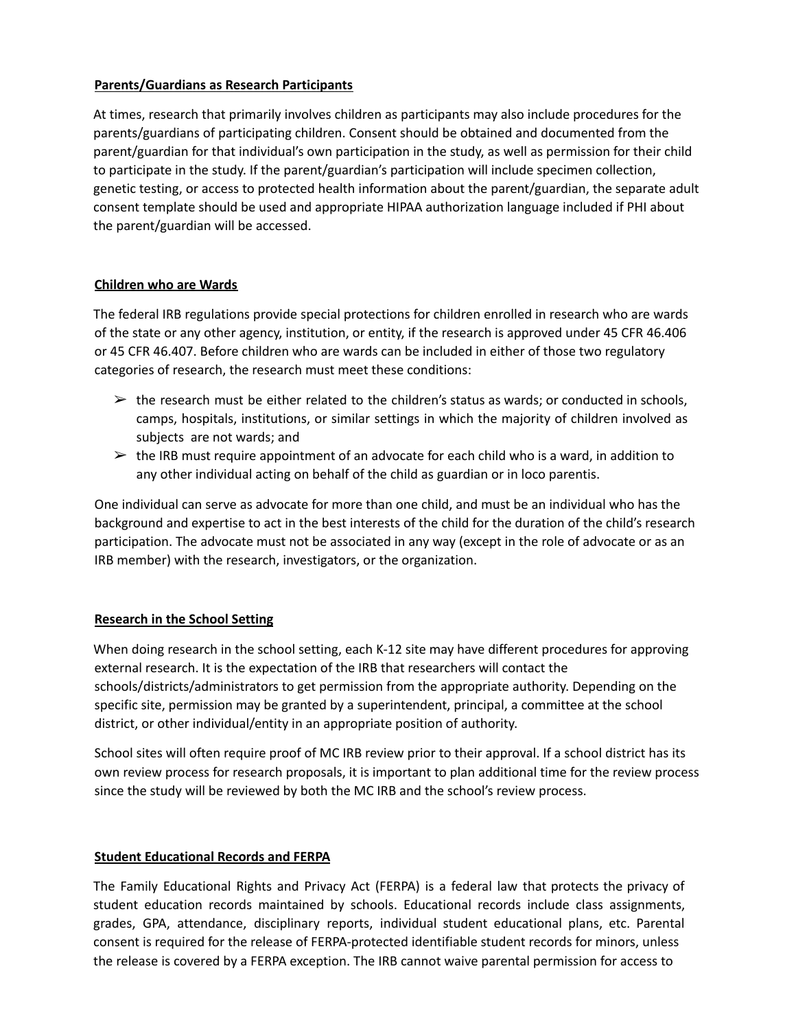**Parents/Guardians as Research Participants**

At times, research that primarily involves children as participants may also include procedures for the parents/guardians of participating children. Consent should be obtained and documented from the parent/guardian for that individual's own participation in the study, as well as permission for their child to participate in the study. If the parent/guardian's participation will include specimen collection, genetic testing, or access to protected health information about the parent/guardian, the separate adult consent template should be used and appropriate HIPAA authorization language included if PHI about the parent/guardian will be accessed.

**Children who are Wards**

The federal IRB regulations provide special protections for children enrolled in research who are wards of the state or any other agency, institution, or entity, if the research is approved under 45 CFR 46.406 or 45 CFR 46.407. Before children who are wards can be included in either of those two regulatory categories of research, the research must meet these conditions:

- the research must be either related to the children's status as wards; or conducted in schools, camps, hospitals, institutions, or similar settings in which the majority of children involved as subjects are not wards; and
- the IRB must require appointment of an advocate for each child who is a ward, in addition to any other individual acting on behalf of the child as guardian or in loco parentis.

One individual can serve as advocate for more than one child, and must be an individual who has the background and expertise to act in the best interests of the child for the duration of the child's research participation. The advocate must not be associated in any way (except in the role of advocate or as an IRB member) with the research, investigators, or the organization.

**Research in the School Setting**

When doing research in the school setting, each K-12 site may have different procedures for approving external research. It is the expectation of the IRB that researchers will contact the schools/districts/administrators to get permission from the appropriate authority. Depending on the specific site, permission may be granted by a superintendent, principal, a committee at the school district, or other individual/entity in an appropriate position of authority.

School sites will often require proof of MC IRB review prior to their approval. If a school district has its own review process for research proposals, it is important to plan additional time for the review process since the study will be reviewed by both the MC IRB and the school's review process.

**Student Educational Records and FERPA**

The Family Educational Rights and Privacy Act (FERPA) is a federal law that protects the privacy of student education records maintained by schools. Educational records include class assignments, grades, GPA, attendance, disciplinary reports, individual student educational plans, etc. Parental consent is required for the release of FERPA-protected identifiable student records for minors, unless the release is covered by a FERPA exception. The IRB cannot waive parental permission for access to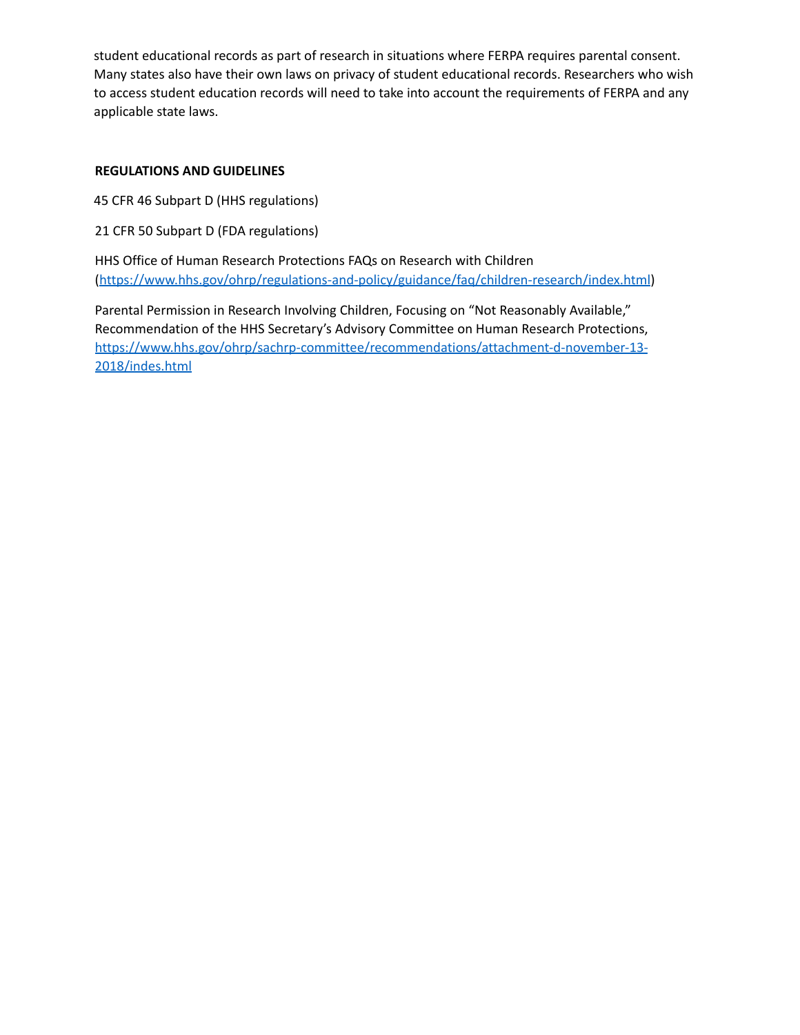student educational records as part of research in situations where FERPA requires parental consent. Many states also have their own laws on privacy of student educational records. Researchers who wish to access student education records will need to take into account the requirements of FERPA and any applicable state laws.

**REGULATIONS AND GUIDELINES**

45 CFR 46 Subpart D (HHS regulations)

21 CFR 50 Subpart D (FDA regulations)

HHS Office of Human Research Protections FAQs on Research with Children (https://www.hhs.gov/ohrp/regulations-and-policy/guidance/faq/children-research/index.html)

Parental Permission in Research Involving Children, Focusing on "Not Reasonably Available," Recommendation of the HHS Secretary's Advisory Committee on Human Research Protections, https://www.hhs.gov/ohrp/sachrp-committee/recommendations/attachment-d-november-13-2018/indes.html